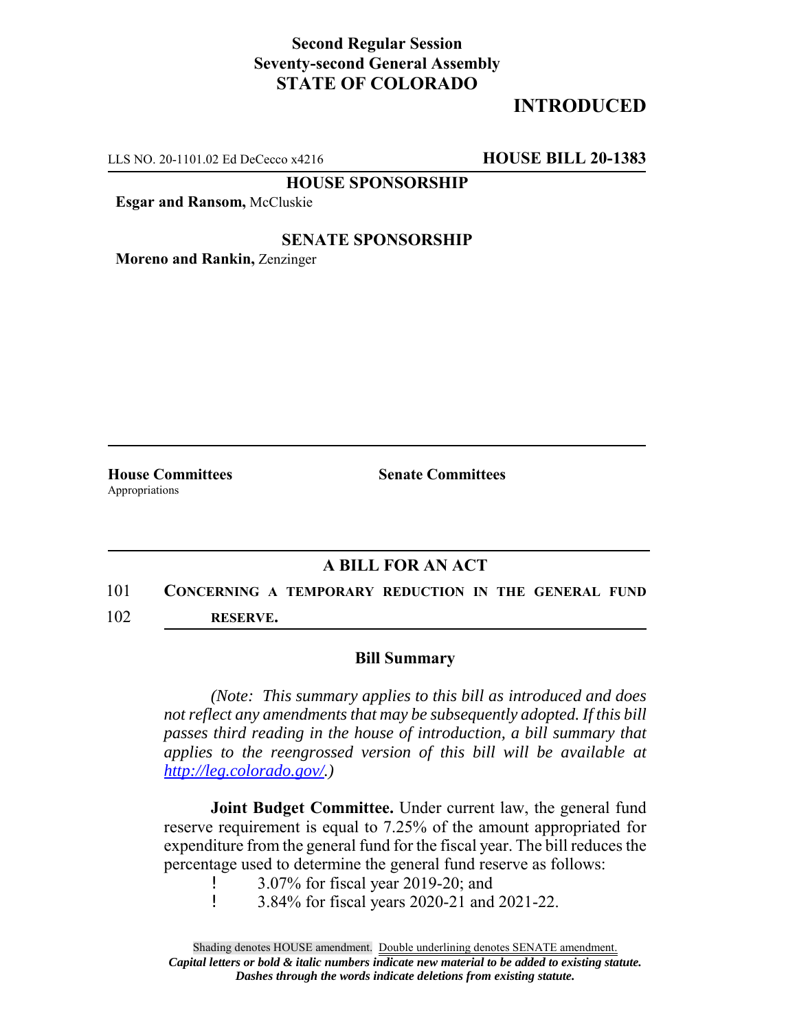**Second Regular Session**
**Seventy-second General Assembly**
**STATE OF COLORADO**

# INTRODUCED

LLS NO. 20-1101.02 Ed DeCecco x4216 **HOUSE BILL 20-1383**

**HOUSE SPONSORSHIP**

**Esgar and Ransom,** McCluskie

**SENATE SPONSORSHIP**

**Moreno and Rankin,** Zenzinger

**House Committees**
Appropriations

**Senate Committees**

## A BILL FOR AN ACT

101 **CONCERNING A TEMPORARY REDUCTION IN THE GENERAL FUND**
102 **RESERVE.**

### Bill Summary

*(Note: This summary applies to this bill as introduced and does not reflect any amendments that may be subsequently adopted. If this bill passes third reading in the house of introduction, a bill summary that applies to the reengrossed version of this bill will be available at [http://leg.colorado.gov/](http://leg.colorado.gov/).)*

**Joint Budget Committee.** Under current law, the general fund reserve requirement is equal to 7.25% of the amount appropriated for expenditure from the general fund for the fiscal year. The bill reduces the percentage used to determine the general fund reserve as follows:

- 3.07% for fiscal year 2019-20; and
- 3.84% for fiscal years 2020-21 and 2021-22.

Shading denotes HOUSE amendment. Double underlining denotes SENATE amendment.
*Capital letters or bold & italic numbers indicate new material to be added to existing statute.*
*Dashes through the words indicate deletions from existing statute.*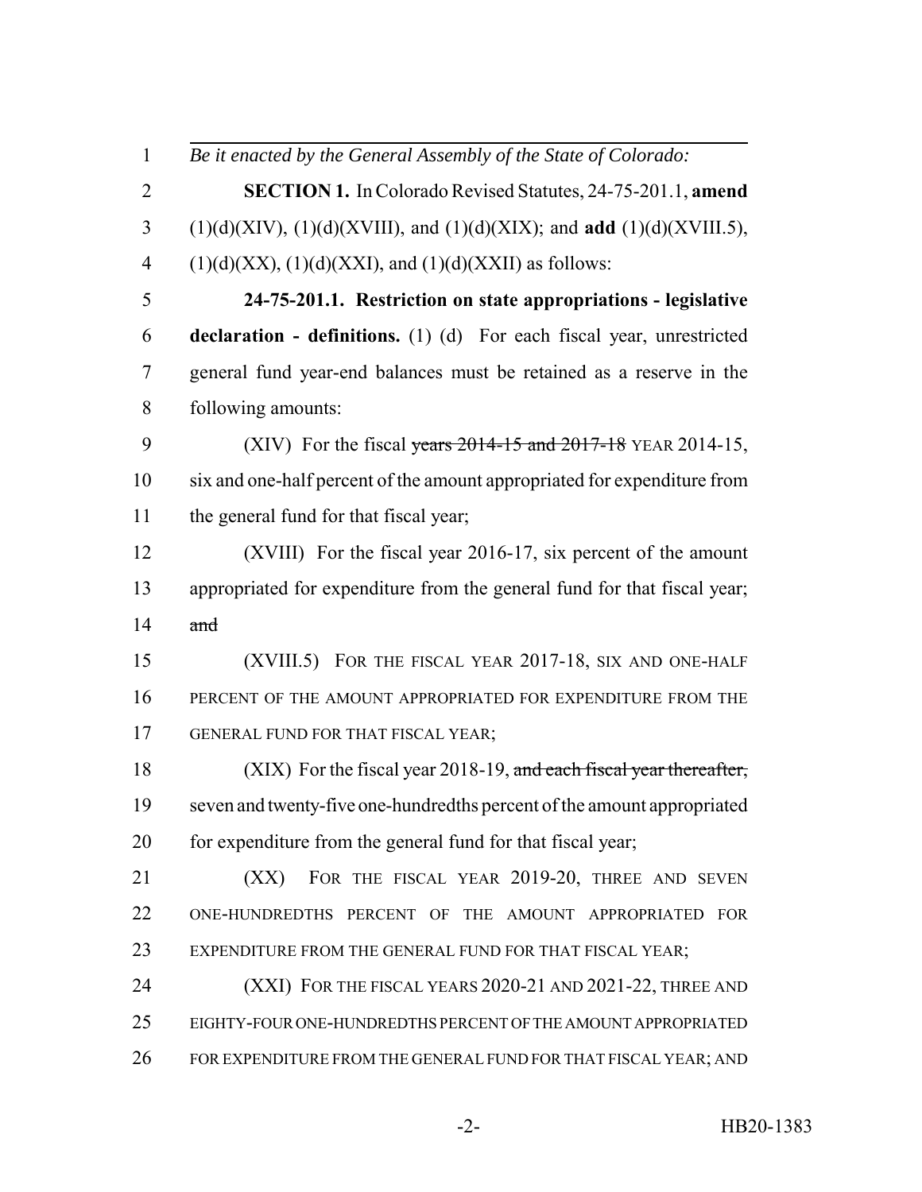*Be it enacted by the General Assembly of the State of Colorado:*

**SECTION 1.** In Colorado Revised Statutes, 24-75-201.1, **amend** (1)(d)(XIV), (1)(d)(XVIII), and (1)(d)(XIX); and **add** (1)(d)(XVIII.5), (1)(d)(XX), (1)(d)(XXI), and (1)(d)(XXII) as follows:

**24-75-201.1. Restriction on state appropriations - legislative declaration - definitions.** (1) (d) For each fiscal year, unrestricted general fund year-end balances must be retained as a reserve in the following amounts:

(XIV) For the fiscal ~~years 2014-15 and 2017-18~~ YEAR 2014-15, six and one-half percent of the amount appropriated for expenditure from the general fund for that fiscal year;

(XVIII) For the fiscal year 2016-17, six percent of the amount appropriated for expenditure from the general fund for that fiscal year; ~~and~~

(XVIII.5) FOR THE FISCAL YEAR 2017-18, SIX AND ONE-HALF PERCENT OF THE AMOUNT APPROPRIATED FOR EXPENDITURE FROM THE GENERAL FUND FOR THAT FISCAL YEAR;

(XIX) For the fiscal year 2018-19, ~~and each fiscal year thereafter,~~ seven and twenty-five one-hundredths percent of the amount appropriated for expenditure from the general fund for that fiscal year;

(XX) FOR THE FISCAL YEAR 2019-20, THREE AND SEVEN ONE-HUNDREDTHS PERCENT OF THE AMOUNT APPROPRIATED FOR EXPENDITURE FROM THE GENERAL FUND FOR THAT FISCAL YEAR;

(XXI) FOR THE FISCAL YEARS 2020-21 AND 2021-22, THREE AND EIGHTY-FOUR ONE-HUNDREDTHS PERCENT OF THE AMOUNT APPROPRIATED FOR EXPENDITURE FROM THE GENERAL FUND FOR THAT FISCAL YEAR; AND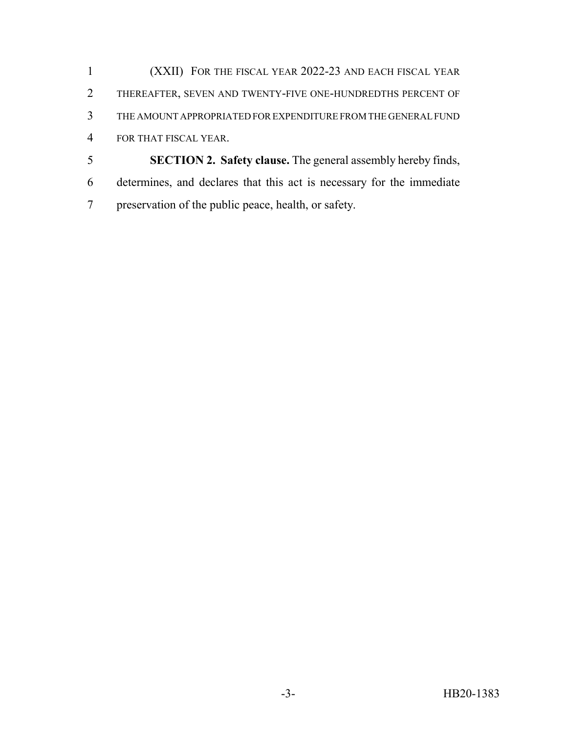(XXII) FOR THE FISCAL YEAR 2022-23 AND EACH FISCAL YEAR THEREAFTER, SEVEN AND TWENTY-FIVE ONE-HUNDREDTHS PERCENT OF THE AMOUNT APPROPRIATED FOR EXPENDITURE FROM THE GENERAL FUND FOR THAT FISCAL YEAR.

**SECTION 2. Safety clause.** The general assembly hereby finds, determines, and declares that this act is necessary for the immediate preservation of the public peace, health, or safety.